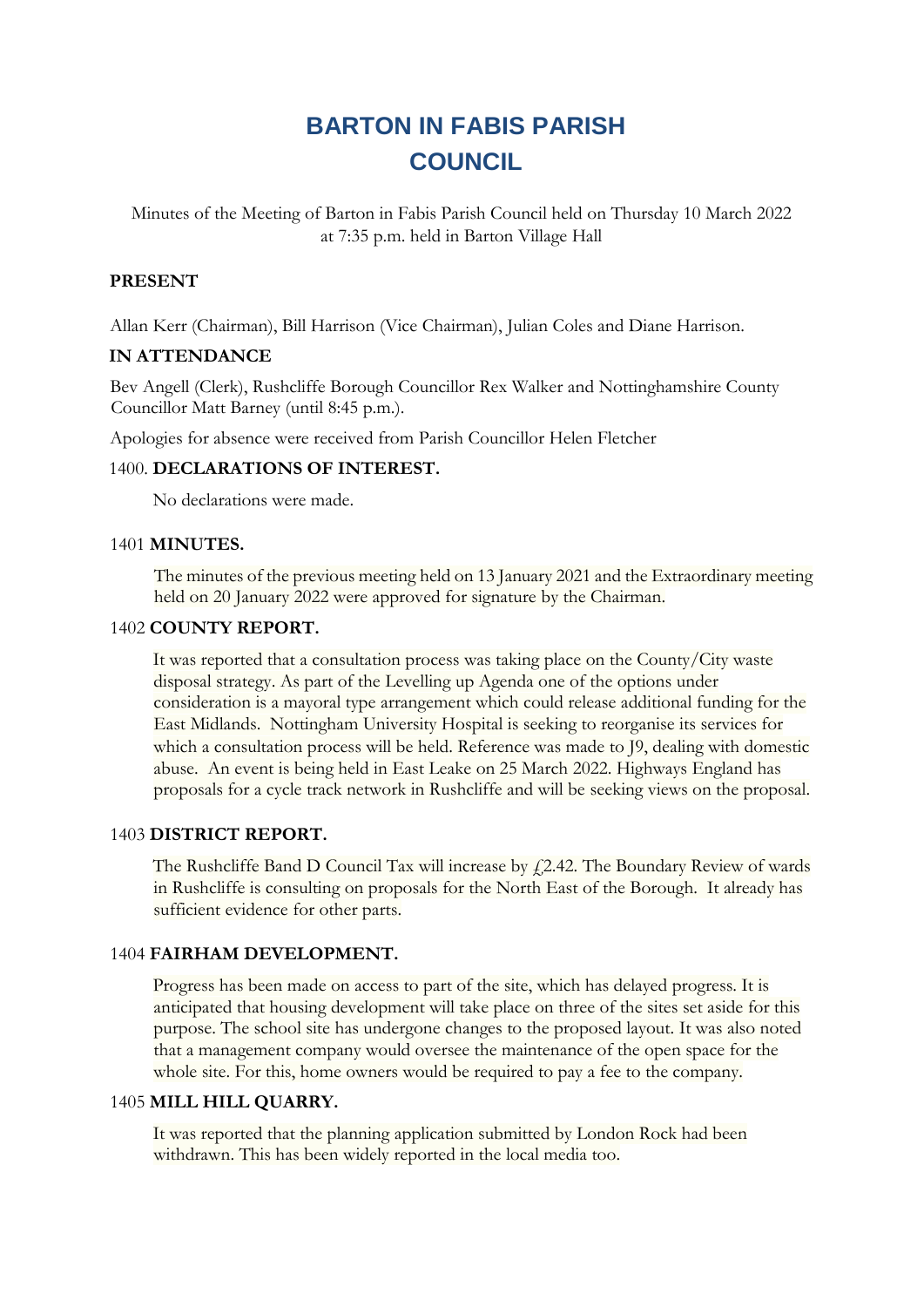# BARTON IN FABIS PARISH COUNCIL

Minutes of the Meeting of Barton in Fabis Parish Council held on Thursday 10 March 2022 at 7:35 p.m. held in Barton Village Hall

**PRESENT**

Allan Kerr (Chairman), Bill Harrison (Vice Chairman), Julian Coles and Diane Harrison.

**IN ATTENDANCE**

Bev Angell (Clerk), Rushcliffe Borough Councillor Rex Walker and Nottinghamshire County Councillor Matt Barney (until 8:45 p.m.).

Apologies for absence were received from Parish Councillor Helen Fletcher

1400. **DECLARATIONS OF INTEREST.**

No declarations were made.

1401 **MINUTES.**

The minutes of the previous meeting held on 13 January 2021 and the Extraordinary meeting held on 20 January 2022 were approved for signature by the Chairman.

1402 **COUNTY REPORT.**

It was reported that a consultation process was taking place on the County/City waste disposal strategy. As part of the Levelling up Agenda one of the options under consideration is a mayoral type arrangement which could release additional funding for the East Midlands. Nottingham University Hospital is seeking to reorganise its services for which a consultation process will be held. Reference was made to J9, dealing with domestic abuse. An event is being held in East Leake on 25 March 2022. Highways England has proposals for a cycle track network in Rushcliffe and will be seeking views on the proposal.

1403 **DISTRICT REPORT.**

The Rushcliffe Band D Council Tax will increase by £2.42. The Boundary Review of wards in Rushcliffe is consulting on proposals for the North East of the Borough. It already has sufficient evidence for other parts.

1404 **FAIRHAM DEVELOPMENT.**

Progress has been made on access to part of the site, which has delayed progress. It is anticipated that housing development will take place on three of the sites set aside for this purpose. The school site has undergone changes to the proposed layout. It was also noted that a management company would oversee the maintenance of the open space for the whole site. For this, home owners would be required to pay a fee to the company.

1405 **MILL HILL QUARRY.**

It was reported that the planning application submitted by London Rock had been withdrawn. This has been widely reported in the local media too.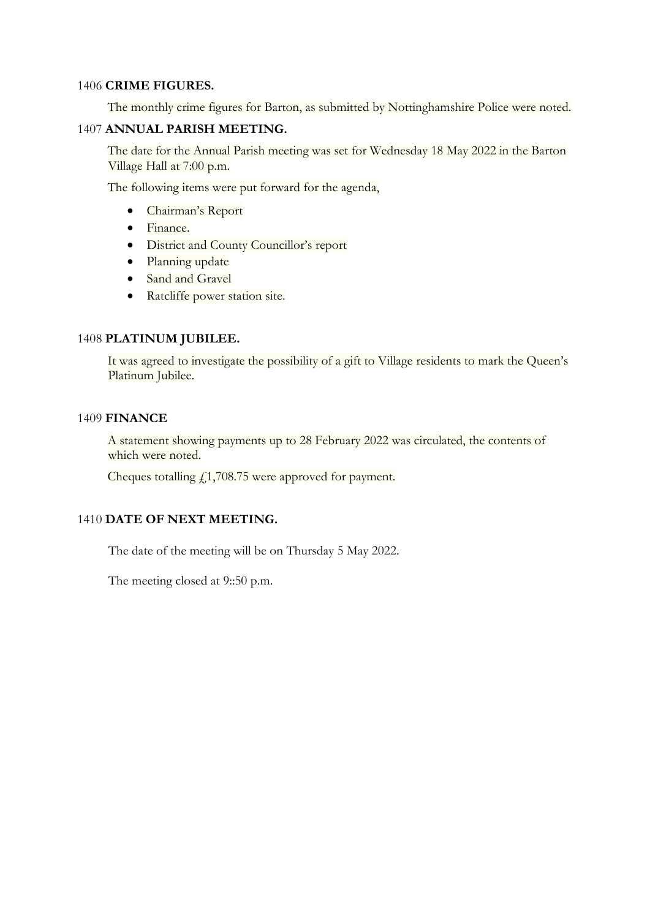1406 **CRIME FIGURES.**

The monthly crime figures for Barton, as submitted by Nottinghamshire Police were noted.

1407 **ANNUAL PARISH MEETING.**

The date for the Annual Parish meeting was set for Wednesday 18 May 2022 in the Barton Village Hall at 7:00 p.m.

The following items were put forward for the agenda,

- Chairman's Report
- Finance.
- District and County Councillor's report
- Planning update
- Sand and Gravel
- Ratcliffe power station site.

1408 **PLATINUM JUBILEE.**

It was agreed to investigate the possibility of a gift to Village residents to mark the Queen's Platinum Jubilee.

1409 **FINANCE**

A statement showing payments up to 28 February 2022 was circulated, the contents of which were noted.

Cheques totalling £1,708.75 were approved for payment.

1410 **DATE OF NEXT MEETING.**

The date of the meeting will be on Thursday 5 May 2022.

The meeting closed at 9::50 p.m.